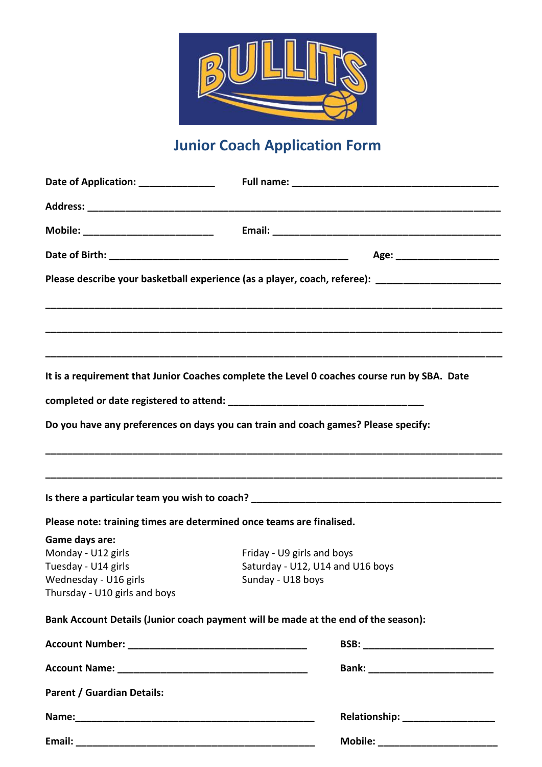BULLITS

# Junior Coach Application Form

**Date of Application:** ______________ **Full name:** ______________________________________

**Address:** ___________________________________________________________________________

**Mobile:** ________________________ **Email:** ___________________________________________

**Date of Birth:** _____________________________________________ **Age:** ___________________

**Please describe your basketball experience (as a player, coach, referee):** _______________________

________________________________________________________________________________

________________________________________________________________________________

________________________________________________________________________________

**It is a requirement that Junior Coaches complete the Level 0 coaches course run by SBA. Date completed or date registered to attend:** ____________________________________

**Do you have any preferences on days you can train and coach games? Please specify:**

________________________________________________________________________________

________________________________________________________________________________

**Is there a particular team you wish to coach?** ______________________________________________

**Please note: training times are determined once teams are finalised.**

**Game days are:**

Monday - U12 girls
Tuesday - U14 girls
Wednesday - U16 girls
Thursday - U10 girls and boys
Friday - U9 girls and boys
Saturday - U12, U14 and U16 boys
Sunday - U18 boys

**Bank Account Details (Junior coach payment will be made at the end of the season):**

**Account Number:** _________________________________ **BSB:** ________________________

**Account Name:** ___________________________________ **Bank:** ________________________

**Parent / Guardian Details:**

**Name:** _____________________________________________ **Relationship:** _________________

**Email:** _____________________________________________ **Mobile:** ______________________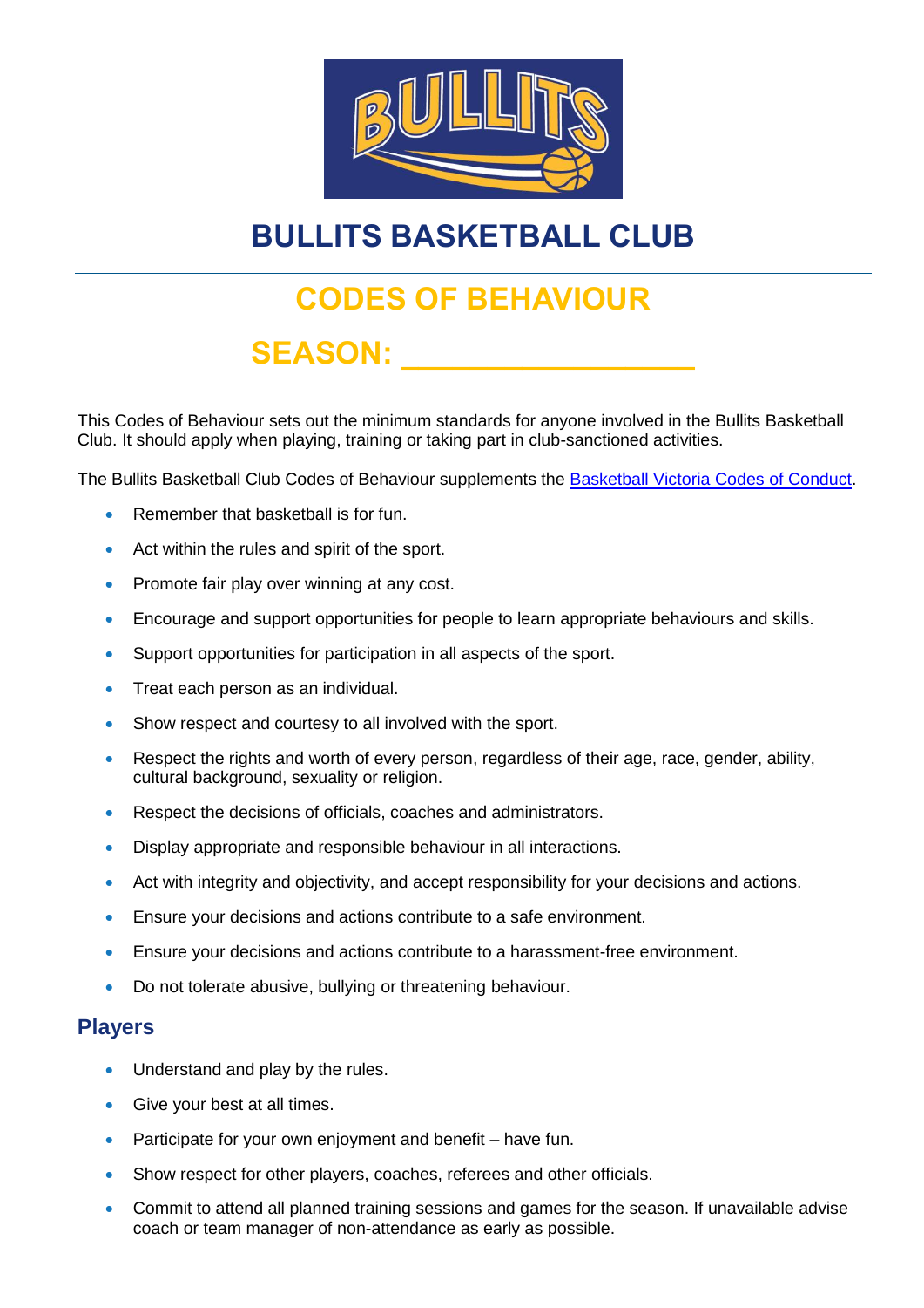# BULLITS BASKETBALL CLUB

---

## CODES OF BEHAVIOUR

## SEASON: ________________

---

This Codes of Behaviour sets out the minimum standards for anyone involved in the Bullits Basketball Club. It should apply when playing, training or taking part in club-sanctioned activities.

The Bullits Basketball Club Codes of Behaviour supplements the [Basketball Victoria Codes of Conduct](#).

- Remember that basketball is for fun.
- Act within the rules and spirit of the sport.
- Promote fair play over winning at any cost.
- Encourage and support opportunities for people to learn appropriate behaviours and skills.
- Support opportunities for participation in all aspects of the sport.
- Treat each person as an individual.
- Show respect and courtesy to all involved with the sport.
- Respect the rights and worth of every person, regardless of their age, race, gender, ability, cultural background, sexuality or religion.
- Respect the decisions of officials, coaches and administrators.
- Display appropriate and responsible behaviour in all interactions.
- Act with integrity and objectivity, and accept responsibility for your decisions and actions.
- Ensure your decisions and actions contribute to a safe environment.
- Ensure your decisions and actions contribute to a harassment-free environment.
- Do not tolerate abusive, bullying or threatening behaviour.

### Players

- Understand and play by the rules.
- Give your best at all times.
- Participate for your own enjoyment and benefit – have fun.
- Show respect for other players, coaches, referees and other officials.
- Commit to attend all planned training sessions and games for the season. If unavailable advise coach or team manager of non-attendance as early as possible.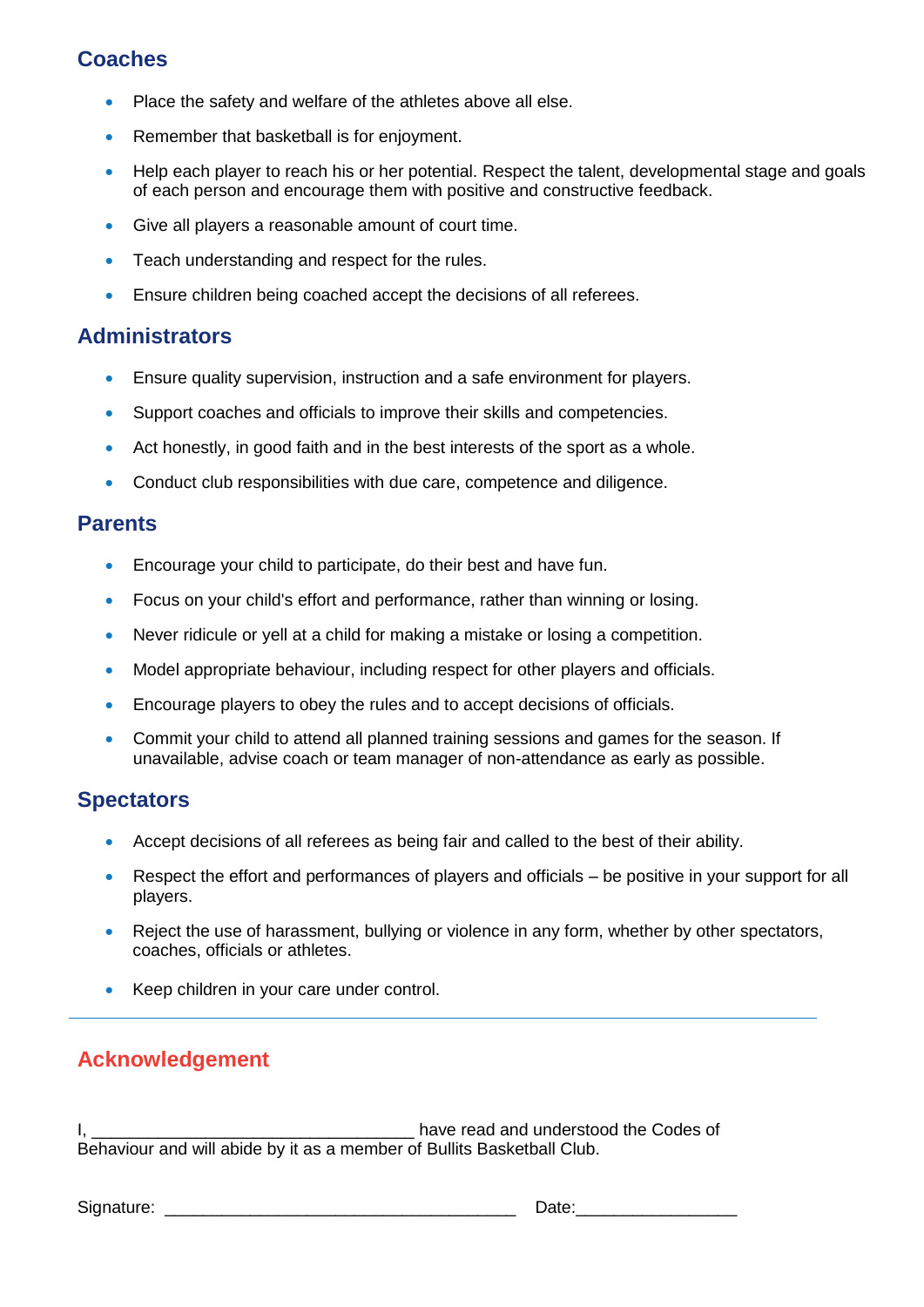## Coaches

- Place the safety and welfare of the athletes above all else.
- Remember that basketball is for enjoyment.
- Help each player to reach his or her potential. Respect the talent, developmental stage and goals of each person and encourage them with positive and constructive feedback.
- Give all players a reasonable amount of court time.
- Teach understanding and respect for the rules.
- Ensure children being coached accept the decisions of all referees.

## Administrators

- Ensure quality supervision, instruction and a safe environment for players.
- Support coaches and officials to improve their skills and competencies.
- Act honestly, in good faith and in the best interests of the sport as a whole.
- Conduct club responsibilities with due care, competence and diligence.

## Parents

- Encourage your child to participate, do their best and have fun.
- Focus on your child's effort and performance, rather than winning or losing.
- Never ridicule or yell at a child for making a mistake or losing a competition.
- Model appropriate behaviour, including respect for other players and officials.
- Encourage players to obey the rules and to accept decisions of officials.
- Commit your child to attend all planned training sessions and games for the season. If unavailable, advise coach or team manager of non-attendance as early as possible.

## Spectators

- Accept decisions of all referees as being fair and called to the best of their ability.
- Respect the effort and performances of players and officials – be positive in your support for all players.
- Reject the use of harassment, bullying or violence in any form, whether by other spectators, coaches, officials or athletes.
- Keep children in your care under control.

---

## Acknowledgement

I, __________________________________ have read and understood the Codes of Behaviour and will abide by it as a member of Bullits Basketball Club.

Signature: _____________________________________ Date:_________________